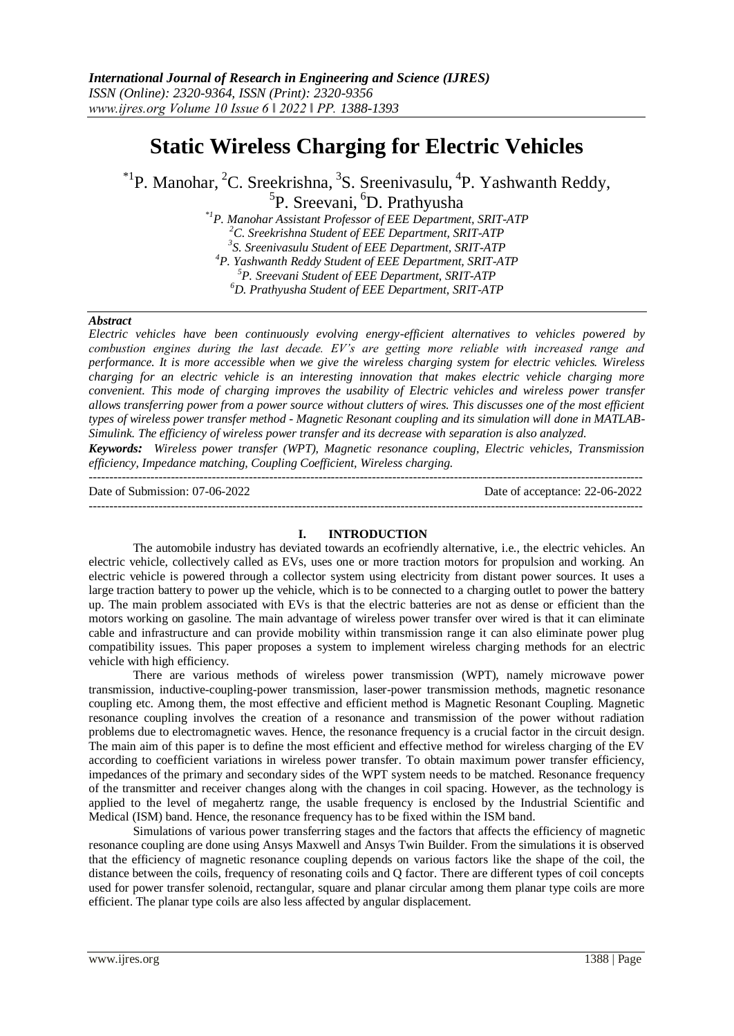# Static Wireless Charging for Electric Vehicles

*[1]P. Manohar, [2]C. Sreekrishna, [3]S. Sreenivasulu, [4]P. Yashwanth Reddy, [5]P. Sreevani, [6]D. Prathyusha

*[1]P. Manohar Assistant Professor of EEE Department, SRIT-ATP
[2]C. Sreekrishna Student of EEE Department, SRIT-ATP
[3]S. Sreenivasulu Student of EEE Department, SRIT-ATP
[4]P. Yashwanth Reddy Student of EEE Department, SRIT-ATP
[5]P. Sreevani Student of EEE Department, SRIT-ATP
[6]D. Prathyusha Student of EEE Department, SRIT-ATP

***Abstract***

*Electric vehicles have been continuously evolving energy-efficient alternatives to vehicles powered by combustion engines during the last decade. EV's are getting more reliable with increased range and performance. It is more accessible when we give the wireless charging system for electric vehicles. Wireless charging for an electric vehicle is an interesting innovation that makes electric vehicle charging more convenient. This mode of charging improves the usability of Electric vehicles and wireless power transfer allows transferring power from a power source without clutters of wires. This discusses one of the most efficient types of wireless power transfer method - Magnetic Resonant coupling and its simulation will done in MATLAB-Simulink. The efficiency of wireless power transfer and its decrease with separation is also analyzed.*

***Keywords:*** *Wireless power transfer (WPT), Magnetic resonance coupling, Electric vehicles, Transmission efficiency, Impedance matching, Coupling Coefficient, Wireless charging.*

---

Date of Submission: 07-06-2022 Date of acceptance: 22-06-2022

---

## I. INTRODUCTION

The automobile industry has deviated towards an ecofriendly alternative, i.e., the electric vehicles. An electric vehicle, collectively called as EVs, uses one or more traction motors for propulsion and working. An electric vehicle is powered through a collector system using electricity from distant power sources. It uses a large traction battery to power up the vehicle, which is to be connected to a charging outlet to power the battery up. The main problem associated with EVs is that the electric batteries are not as dense or efficient than the motors working on gasoline. The main advantage of wireless power transfer over wired is that it can eliminate cable and infrastructure and can provide mobility within transmission range it can also eliminate power plug compatibility issues. This paper proposes a system to implement wireless charging methods for an electric vehicle with high efficiency.

There are various methods of wireless power transmission (WPT), namely microwave power transmission, inductive-coupling-power transmission, laser-power transmission methods, magnetic resonance coupling etc. Among them, the most effective and efficient method is Magnetic Resonant Coupling. Magnetic resonance coupling involves the creation of a resonance and transmission of the power without radiation problems due to electromagnetic waves. Hence, the resonance frequency is a crucial factor in the circuit design. The main aim of this paper is to define the most efficient and effective method for wireless charging of the EV according to coefficient variations in wireless power transfer. To obtain maximum power transfer efficiency, impedances of the primary and secondary sides of the WPT system needs to be matched. Resonance frequency of the transmitter and receiver changes along with the changes in coil spacing. However, as the technology is applied to the level of megahertz range, the usable frequency is enclosed by the Industrial Scientific and Medical (ISM) band. Hence, the resonance frequency has to be fixed within the ISM band.

Simulations of various power transferring stages and the factors that affects the efficiency of magnetic resonance coupling are done using Ansys Maxwell and Ansys Twin Builder. From the simulations it is observed that the efficiency of magnetic resonance coupling depends on various factors like the shape of the coil, the distance between the coils, frequency of resonating coils and Q factor. There are different types of coil concepts used for power transfer solenoid, rectangular, square and planar circular among them planar type coils are more efficient. The planar type coils are also less affected by angular displacement.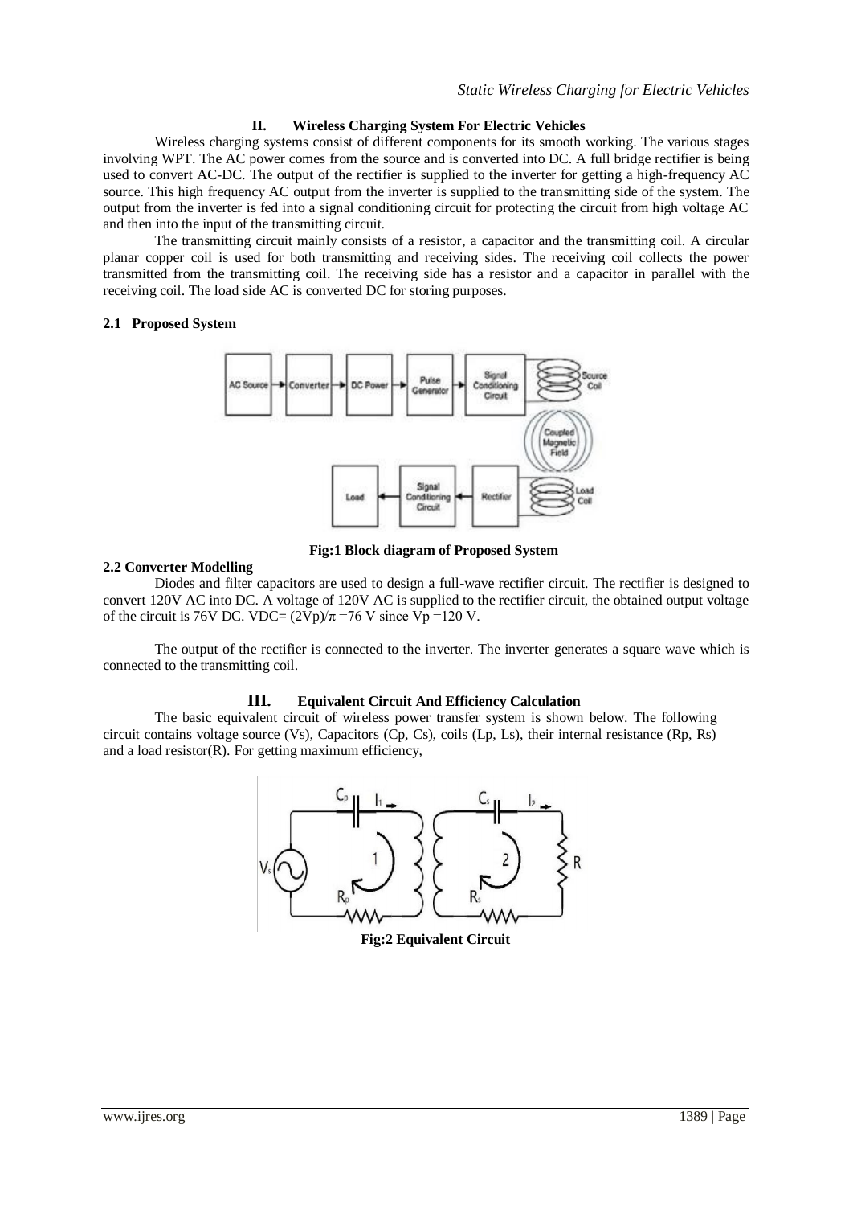## II. Wireless Charging System For Electric Vehicles

Wireless charging systems consist of different components for its smooth working. The various stages involving WPT. The AC power comes from the source and is converted into DC. A full bridge rectifier is being used to convert AC-DC. The output of the rectifier is supplied to the inverter for getting a high-frequency AC source. This high frequency AC output from the inverter is supplied to the transmitting side of the system. The output from the inverter is fed into a signal conditioning circuit for protecting the circuit from high voltage AC and then into the input of the transmitting circuit.

The transmitting circuit mainly consists of a resistor, a capacitor and the transmitting coil. A circular planar copper coil is used for both transmitting and receiving sides. The receiving coil collects the power transmitted from the transmitting coil. The receiving side has a resistor and a capacitor in parallel with the receiving coil. The load side AC is converted DC for storing purposes.

### 2.1 Proposed System

**Fig:1 Block diagram of Proposed System**

### 2.2 Converter Modelling

Diodes and filter capacitors are used to design a full-wave rectifier circuit. The rectifier is designed to convert 120V AC into DC. A voltage of 120V AC is supplied to the rectifier circuit, the obtained output voltage of the circuit is 76V DC. $V_{DC} = (2V_p)/\pi = 76$ V since $V_p = 120$ V.

The output of the rectifier is connected to the inverter. The inverter generates a square wave which is connected to the transmitting coil.

## III. Equivalent Circuit And Efficiency Calculation

The basic equivalent circuit of wireless power transfer system is shown below. The following circuit contains voltage source ($V_s$), Capacitors ($C_p$, $C_s$), coils ($L_p$, $L_s$), their internal resistance ($R_p$, $R_s$) and a load resistor($R$). For getting maximum efficiency,

**Fig:2 Equivalent Circuit**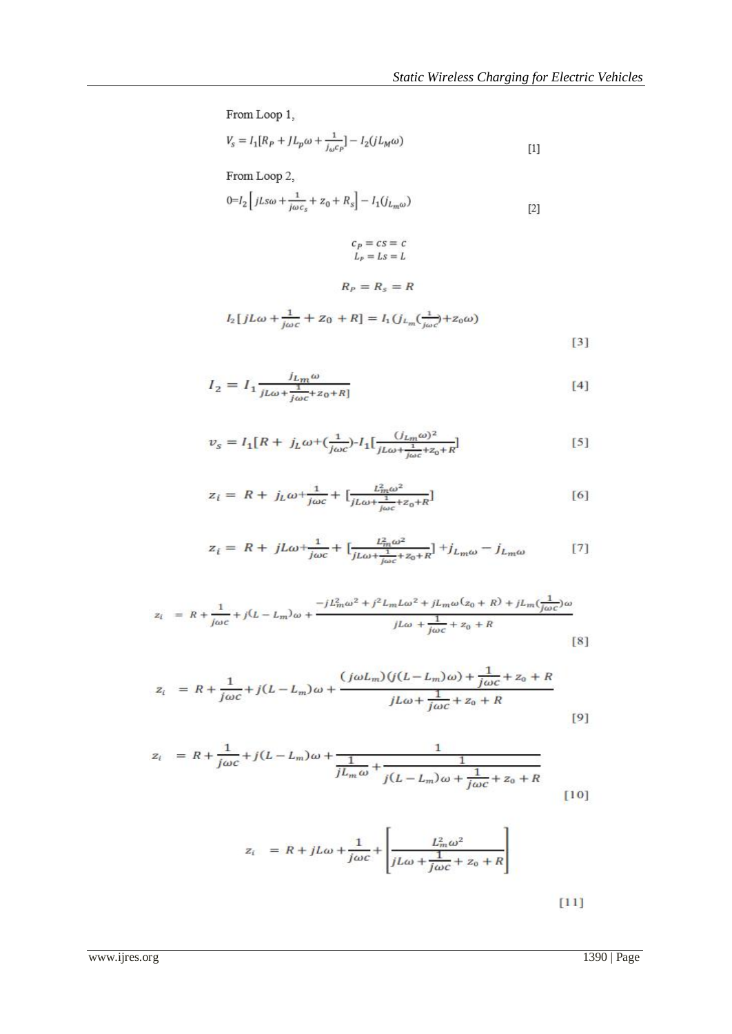From Loop 1,

$$V_s = I_1[R_P + JL_p\omega + \frac{1}{j_\omega c_P}] - I_2(jL_M\omega) \quad [1]$$

From Loop 2,

$$0 = I_2\left[jLs\omega + \frac{1}{j\omega c_s} + z_0 + R_s\right] - I_1(j_{L_m\omega}) \quad [2]$$

$$c_P = cs = c$$
$$L_P = Ls = L$$

$$R_P = R_s = R$$

$$I_2[jL\omega + \frac{1}{j\omega c} + z_0 + R] = I_1(j_{L_m}(\frac{1}{j\omega c}) + z_0\omega) \quad [3]$$

$$I_2 = I_1 \frac{j_{L_m}\omega}{jL\omega + \frac{1}{j\omega c} + z_0 + R]} \quad [4]$$

$$v_s = I_1[R + j_L\omega + (\frac{1}{j\omega c}) - I_1[\frac{(j_{L_m}\omega)^2}{jL\omega + \frac{1}{j\omega c} + z_0 + R}] \quad [5]$$

$$z_i = R + j_L\omega + \frac{1}{j\omega c} + [\frac{L_m^2\omega^2}{jL\omega + \frac{1}{j\omega c} + z_0 + R}] \quad [6]$$

$$z_i = R + jL\omega + \frac{1}{j\omega c} + [\frac{L_m^2\omega^2}{jL\omega + \frac{1}{j\omega c} + z_0 + R}] + j_{L_m\omega} - j_{L_m\omega} \quad [7]$$

$$z_i = R + \frac{1}{j\omega c} + j(L - L_m)\omega + \frac{-jL_m^2\omega^2 + j^2L_mL\omega^2 + jL_m\omega(z_0 + R) + jL_m(\frac{1}{j\omega c})\omega}{jL\omega + \frac{1}{j\omega c} + z_0 + R} \quad [8]$$

$$z_i = R + \frac{1}{j\omega c} + j(L - L_m)\omega + \frac{(j\omega L_m)(j(L - L_m)\omega) + \frac{1}{j\omega c} + z_0 + R}{jL\omega + \frac{1}{j\omega c} + z_0 + R} \quad [9]$$

$$z_i = R + \frac{1}{j\omega c} + j(L - L_m)\omega + \frac{1}{\frac{1}{jL_m\omega} + \frac{1}{j(L - L_m)\omega + \frac{1}{j\omega c} + z_0 + R}} \quad [10]$$

$$z_i = R + jL\omega + \frac{1}{j\omega c} + \left[\frac{L_m^2\omega^2}{jL\omega + \frac{1}{j\omega c} + z_0 + R}\right] \quad [11]$$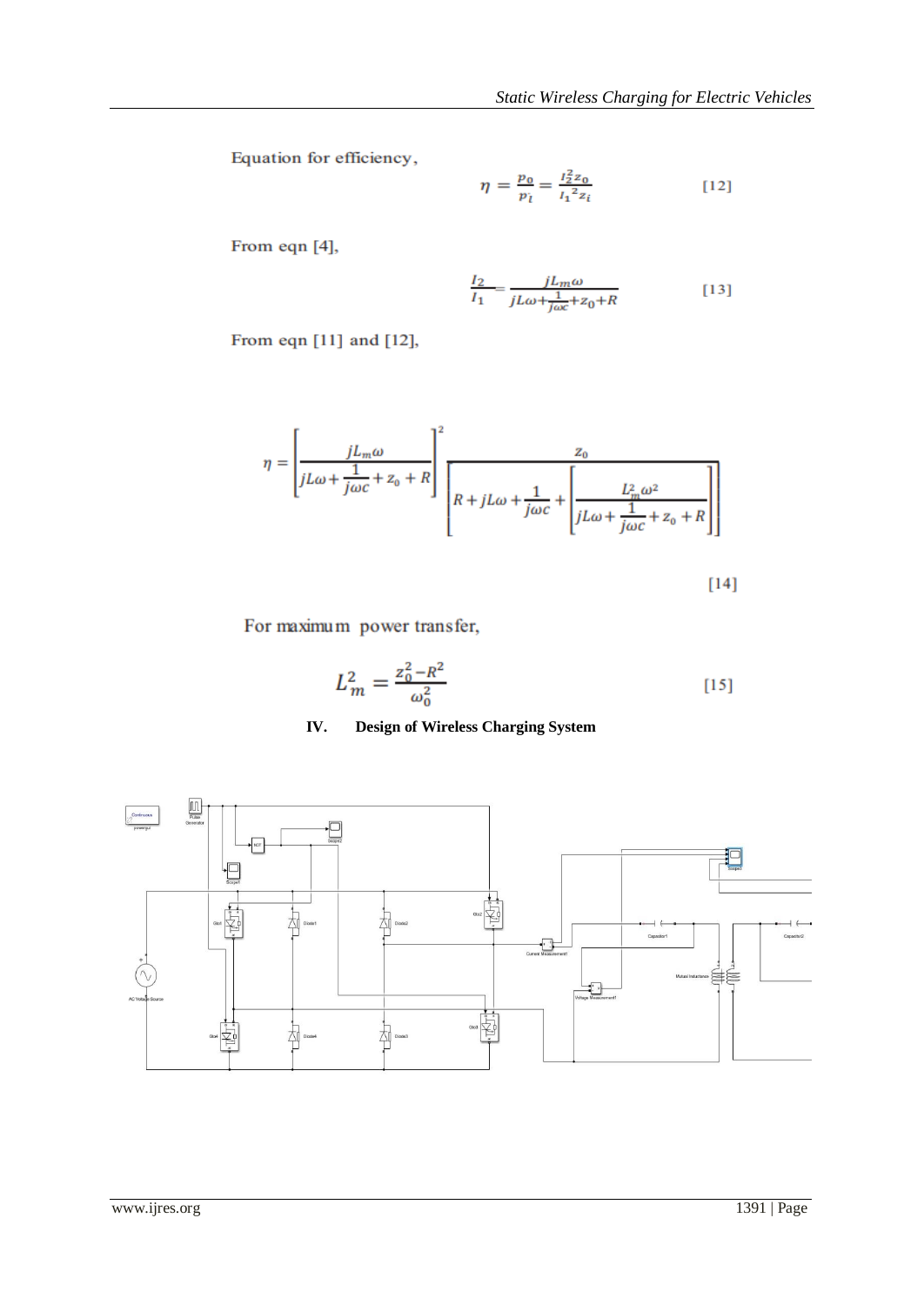Equation for efficiency,

$$\eta = \frac{p_o}{p_i} = \frac{I_2^2 z_o}{I_1^{\,2} z_i} \qquad [12]$$

From eqn [4],

$$\frac{I_2}{I_1} = \frac{jL_m\omega}{jL\omega + \frac{1}{j\omega c} + z_0 + R} \qquad [13]$$

From eqn [11] and [12],

$$\eta = \left[\frac{jL_m\omega}{jL\omega + \frac{1}{j\omega c} + z_0 + R}\right]^2 \frac{z_0}{\left[R + jL\omega + \frac{1}{j\omega c} + \left[\frac{L_m^2\omega^2}{jL\omega + \frac{1}{j\omega c} + z_0 + R}\right]\right]} \qquad [14]$$

For maximum power transfer,

$$L_m^2 = \frac{z_0^2 - R^2}{\omega_0^2} \qquad [15]$$

## IV. Design of Wireless Charging System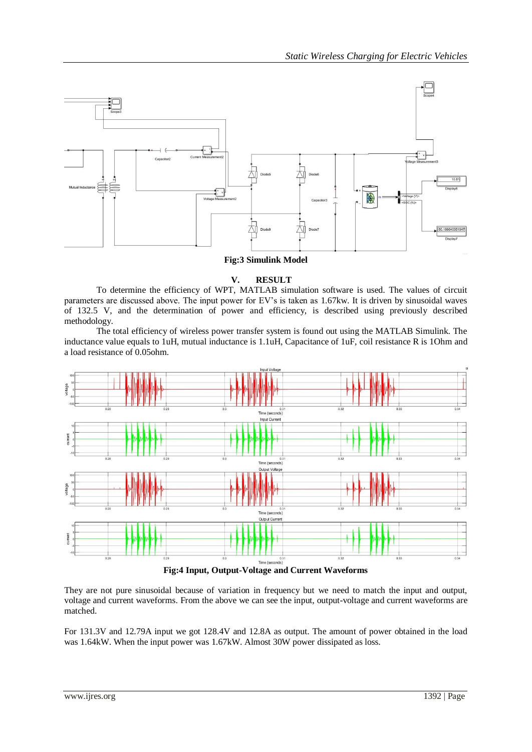**Fig:3 Simulink Model**

## V. RESULT

To determine the efficiency of WPT, MATLAB simulation software is used. The values of circuit parameters are discussed above. The input power for EV's is taken as 1.67kw. It is driven by sinusoidal waves of 132.5 V, and the determination of power and efficiency, is described using previously described methodology.

The total efficiency of wireless power transfer system is found out using the MATLAB Simulink. The inductance value equals to 1uH, mutual inductance is 1.1uH, Capacitance of 1uF, coil resistance R is 1Ohm and a load resistance of 0.05ohm.

**Fig:4 Input, Output-Voltage and Current Waveforms**

They are not pure sinusoidal because of variation in frequency but we need to match the input and output, voltage and current waveforms. From the above we can see the input, output-voltage and current waveforms are matched.

For 131.3V and 12.79A input we got 128.4V and 12.8A as output. The amount of power obtained in the load was 1.64kW. When the input power was 1.67kW. Almost 30W power dissipated as loss.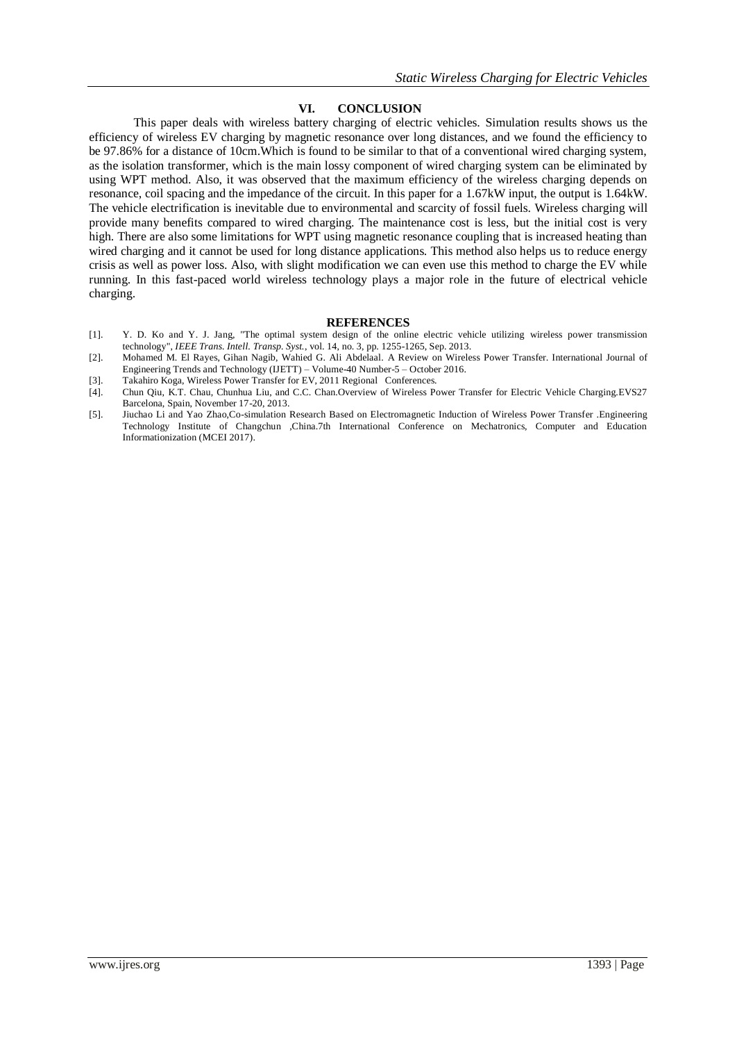## VI. CONCLUSION

This paper deals with wireless battery charging of electric vehicles. Simulation results shows us the efficiency of wireless EV charging by magnetic resonance over long distances, and we found the efficiency to be 97.86% for a distance of 10cm.Which is found to be similar to that of a conventional wired charging system, as the isolation transformer, which is the main lossy component of wired charging system can be eliminated by using WPT method. Also, it was observed that the maximum efficiency of the wireless charging depends on resonance, coil spacing and the impedance of the circuit. In this paper for a 1.67kW input, the output is 1.64kW. The vehicle electrification is inevitable due to environmental and scarcity of fossil fuels. Wireless charging will provide many benefits compared to wired charging. The maintenance cost is less, but the initial cost is very high. There are also some limitations for WPT using magnetic resonance coupling that is increased heating than wired charging and it cannot be used for long distance applications. This method also helps us to reduce energy crisis as well as power loss. Also, with slight modification we can even use this method to charge the EV while running. In this fast-paced world wireless technology plays a major role in the future of electrical vehicle charging.

## REFERENCES

[1]. Y. D. Ko and Y. J. Jang, "The optimal system design of the online electric vehicle utilizing wireless power transmission technology", *IEEE Trans. Intell. Transp. Syst.*, vol. 14, no. 3, pp. 1255-1265, Sep. 2013.

[2]. Mohamed M. El Rayes, Gihan Nagib, Wahied G. Ali Abdelaal. A Review on Wireless Power Transfer. International Journal of Engineering Trends and Technology (IJETT) – Volume-40 Number-5 – October 2016.

[3]. Takahiro Koga, Wireless Power Transfer for EV, 2011 Regional Conferences.

[4]. Chun Qiu, K.T. Chau, Chunhua Liu, and C.C. Chan.Overview of Wireless Power Transfer for Electric Vehicle Charging.EVS27 Barcelona, Spain, November 17-20, 2013.

[5]. Jiuchao Li and Yao Zhao,Co-simulation Research Based on Electromagnetic Induction of Wireless Power Transfer .Engineering Technology Institute of Changchun ,China.7th International Conference on Mechatronics, Computer and Education Informationization (MCEI 2017).